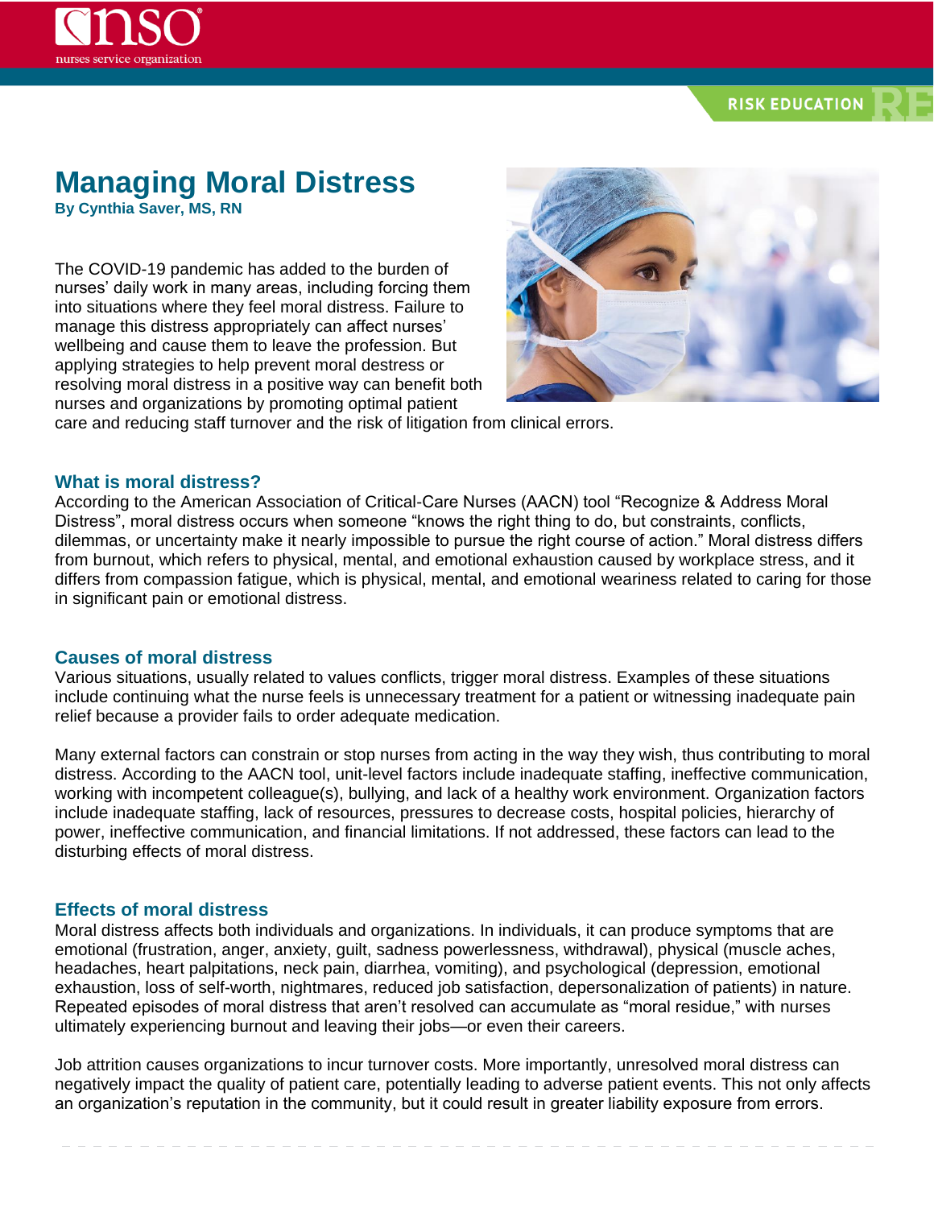# Managing Moral Distress

**By Cynthia Saver, MS, RN**

The COVID-19 pandemic has added to the burden of nurses' daily work in many areas, including forcing them into situations where they feel moral distress. Failure to manage this distress appropriately can affect nurses' wellbeing and cause them to leave the profession. But applying strategies to help prevent moral destress or resolving moral distress in a positive way can benefit both nurses and organizations by promoting optimal patient care and reducing staff turnover and the risk of litigation from clinical errors.

## What is moral distress?

According to the American Association of Critical-Care Nurses (AACN) tool "Recognize & Address Moral Distress", moral distress occurs when someone "knows the right thing to do, but constraints, conflicts, dilemmas, or uncertainty make it nearly impossible to pursue the right course of action." Moral distress differs from burnout, which refers to physical, mental, and emotional exhaustion caused by workplace stress, and it differs from compassion fatigue, which is physical, mental, and emotional weariness related to caring for those in significant pain or emotional distress.

## Causes of moral distress

Various situations, usually related to values conflicts, trigger moral distress. Examples of these situations include continuing what the nurse feels is unnecessary treatment for a patient or witnessing inadequate pain relief because a provider fails to order adequate medication.

Many external factors can constrain or stop nurses from acting in the way they wish, thus contributing to moral distress. According to the AACN tool, unit-level factors include inadequate staffing, ineffective communication, working with incompetent colleague(s), bullying, and lack of a healthy work environment. Organization factors include inadequate staffing, lack of resources, pressures to decrease costs, hospital policies, hierarchy of power, ineffective communication, and financial limitations. If not addressed, these factors can lead to the disturbing effects of moral distress.

## Effects of moral distress

Moral distress affects both individuals and organizations. In individuals, it can produce symptoms that are emotional (frustration, anger, anxiety, guilt, sadness powerlessness, withdrawal), physical (muscle aches, headaches, heart palpitations, neck pain, diarrhea, vomiting), and psychological (depression, emotional exhaustion, loss of self-worth, nightmares, reduced job satisfaction, depersonalization of patients) in nature. Repeated episodes of moral distress that aren't resolved can accumulate as "moral residue," with nurses ultimately experiencing burnout and leaving their jobs—or even their careers.

Job attrition causes organizations to incur turnover costs. More importantly, unresolved moral distress can negatively impact the quality of patient care, potentially leading to adverse patient events. This not only affects an organization's reputation in the community, but it could result in greater liability exposure from errors.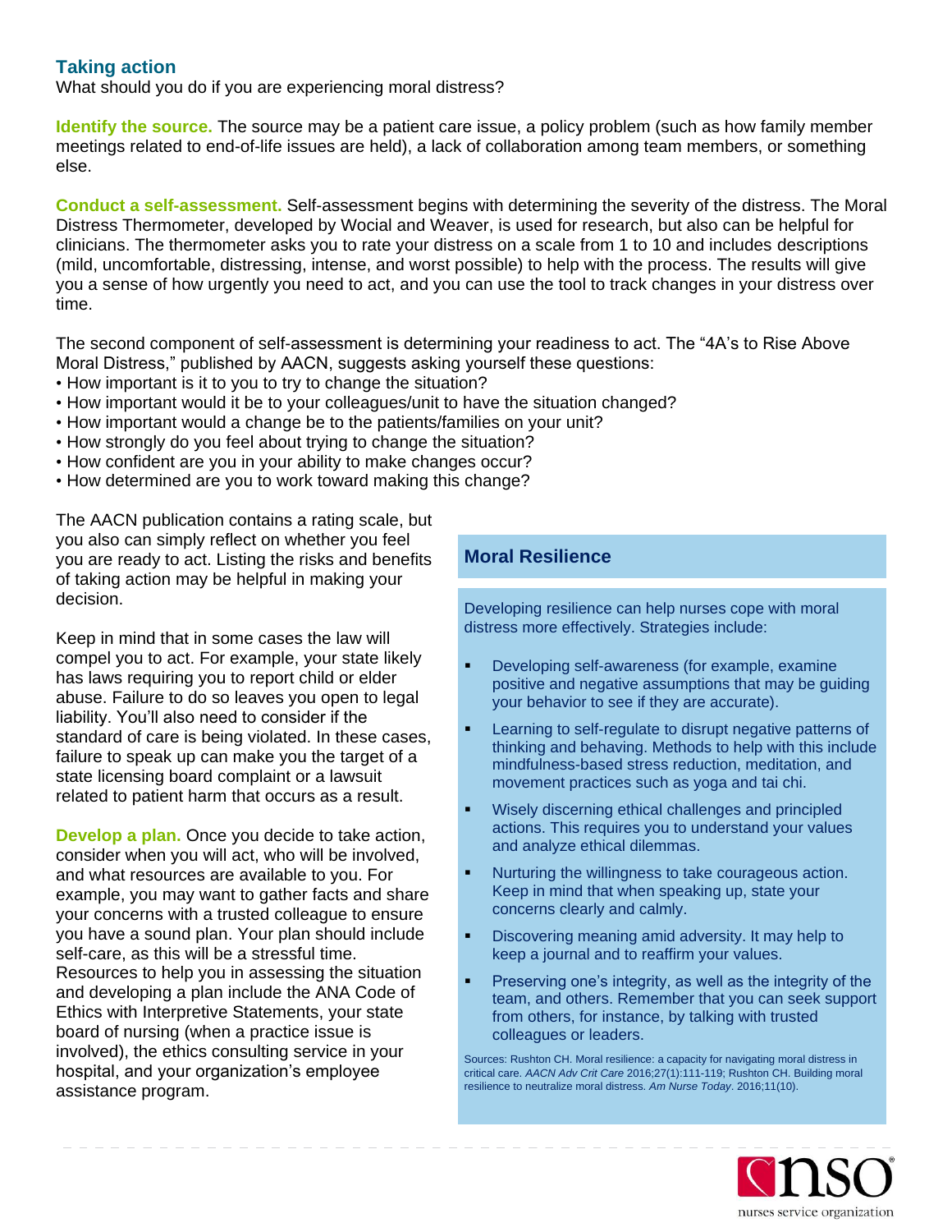## Taking action

What should you do if you are experiencing moral distress?

**Identify the source.** The source may be a patient care issue, a policy problem (such as how family member meetings related to end-of-life issues are held), a lack of collaboration among team members, or something else.

**Conduct a self-assessment.** Self-assessment begins with determining the severity of the distress. The Moral Distress Thermometer, developed by Wocial and Weaver, is used for research, but also can be helpful for clinicians. The thermometer asks you to rate your distress on a scale from 1 to 10 and includes descriptions (mild, uncomfortable, distressing, intense, and worst possible) to help with the process. The results will give you a sense of how urgently you need to act, and you can use the tool to track changes in your distress over time.

The second component of self-assessment is determining your readiness to act. The "4A's to Rise Above Moral Distress," published by AACN, suggests asking yourself these questions:

- How important is it to you to try to change the situation?
- How important would it be to your colleagues/unit to have the situation changed?
- How important would a change be to the patients/families on your unit?
- How strongly do you feel about trying to change the situation?
- How confident are you in your ability to make changes occur?
- How determined are you to work toward making this change?

The AACN publication contains a rating scale, but you also can simply reflect on whether you feel you are ready to act. Listing the risks and benefits of taking action may be helpful in making your decision.

Keep in mind that in some cases the law will compel you to act. For example, your state likely has laws requiring you to report child or elder abuse. Failure to do so leaves you open to legal liability. You'll also need to consider if the standard of care is being violated. In these cases, failure to speak up can make you the target of a state licensing board complaint or a lawsuit related to patient harm that occurs as a result.

**Develop a plan.** Once you decide to take action, consider when you will act, who will be involved, and what resources are available to you. For example, you may want to gather facts and share your concerns with a trusted colleague to ensure you have a sound plan. Your plan should include self-care, as this will be a stressful time. Resources to help you in assessing the situation and developing a plan include the ANA Code of Ethics with Interpretive Statements, your state board of nursing (when a practice issue is involved), the ethics consulting service in your hospital, and your organization's employee assistance program.

### Moral Resilience

Developing resilience can help nurses cope with moral distress more effectively. Strategies include:

- Developing self-awareness (for example, examine positive and negative assumptions that may be guiding your behavior to see if they are accurate).
- Learning to self-regulate to disrupt negative patterns of thinking and behaving. Methods to help with this include mindfulness-based stress reduction, meditation, and movement practices such as yoga and tai chi.
- Wisely discerning ethical challenges and principled actions. This requires you to understand your values and analyze ethical dilemmas.
- Nurturing the willingness to take courageous action. Keep in mind that when speaking up, state your concerns clearly and calmly.
- Discovering meaning amid adversity. It may help to keep a journal and to reaffirm your values.
- Preserving one's integrity, as well as the integrity of the team, and others. Remember that you can seek support from others, for instance, by talking with trusted colleagues or leaders.

Sources: Rushton CH. Moral resilience: a capacity for navigating moral distress in critical care. *AACN Adv Crit Care* 2016;27(1):111-119; Rushton CH. Building moral resilience to neutralize moral distress. *Am Nurse Today*. 2016;11(10).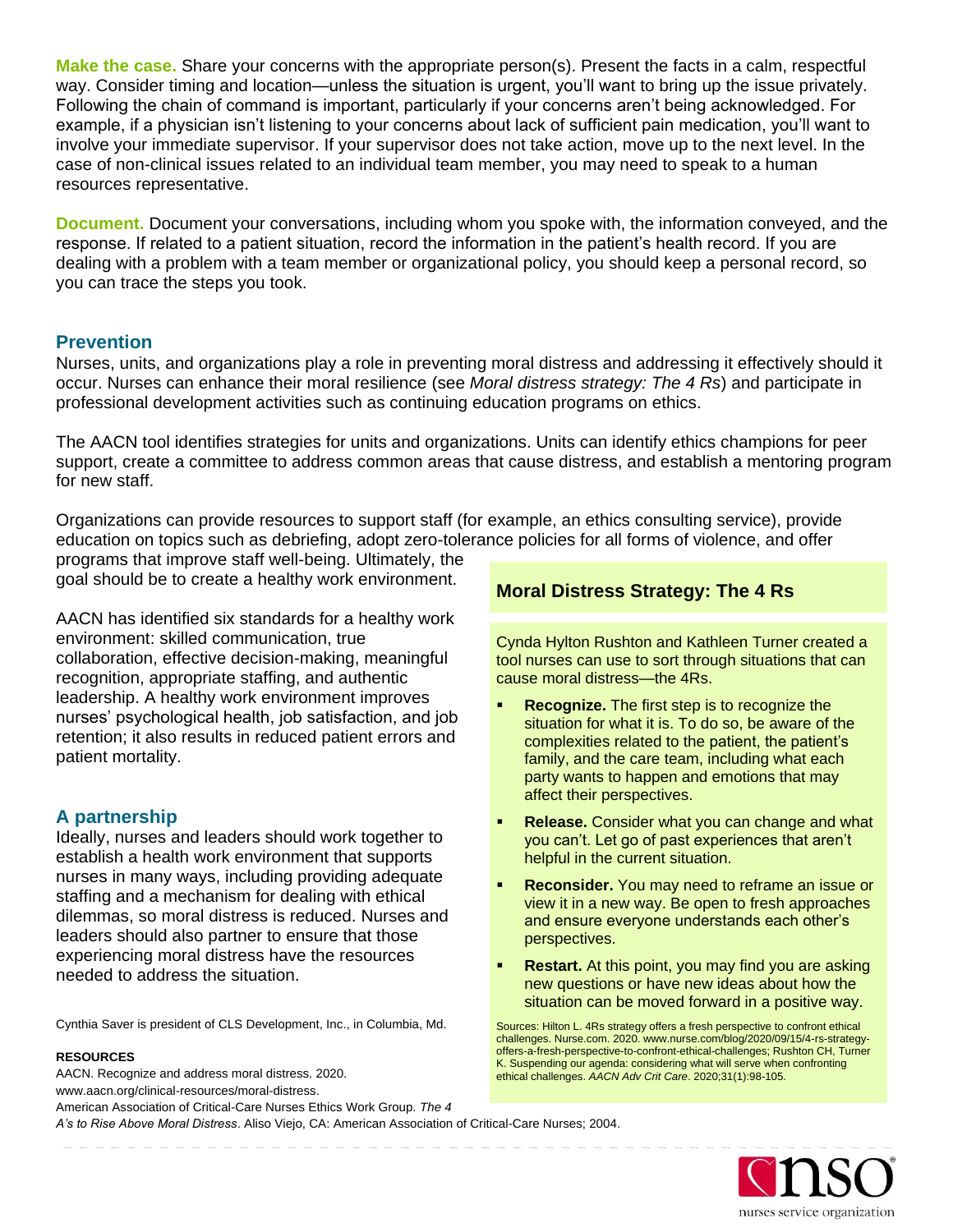**Make the case.** Share your concerns with the appropriate person(s). Present the facts in a calm, respectful way. Consider timing and location—unless the situation is urgent, you'll want to bring up the issue privately. Following the chain of command is important, particularly if your concerns aren't being acknowledged. For example, if a physician isn't listening to your concerns about lack of sufficient pain medication, you'll want to involve your immediate supervisor. If your supervisor does not take action, move up to the next level. In the case of non-clinical issues related to an individual team member, you may need to speak to a human resources representative.

**Document.** Document your conversations, including whom you spoke with, the information conveyed, and the response. If related to a patient situation, record the information in the patient's health record. If you are dealing with a problem with a team member or organizational policy, you should keep a personal record, so you can trace the steps you took.

## Prevention

Nurses, units, and organizations play a role in preventing moral distress and addressing it effectively should it occur. Nurses can enhance their moral resilience (see *Moral distress strategy: The 4 Rs*) and participate in professional development activities such as continuing education programs on ethics.

The AACN tool identifies strategies for units and organizations. Units can identify ethics champions for peer support, create a committee to address common areas that cause distress, and establish a mentoring program for new staff.

Organizations can provide resources to support staff (for example, an ethics consulting service), provide education on topics such as debriefing, adopt zero-tolerance policies for all forms of violence, and offer programs that improve staff well-being. Ultimately, the goal should be to create a healthy work environment.

AACN has identified six standards for a healthy work environment: skilled communication, true collaboration, effective decision-making, meaningful recognition, appropriate staffing, and authentic leadership. A healthy work environment improves nurses' psychological health, job satisfaction, and job retention; it also results in reduced patient errors and patient mortality.

## A partnership

Ideally, nurses and leaders should work together to establish a health work environment that supports nurses in many ways, including providing adequate staffing and a mechanism for dealing with ethical dilemmas, so moral distress is reduced. Nurses and leaders should also partner to ensure that those experiencing moral distress have the resources needed to address the situation.

Cynthia Saver is president of CLS Development, Inc., in Columbia, Md.

**RESOURCES**

AACN. Recognize and address moral distress. 2020. www.aacn.org/clinical-resources/moral-distress.

American Association of Critical-Care Nurses Ethics Work Group. *The 4 A's to Rise Above Moral Distress*. Aliso Viejo, CA: American Association of Critical-Care Nurses; 2004.

### Moral Distress Strategy: The 4 Rs

Cynda Hylton Rushton and Kathleen Turner created a tool nurses can use to sort through situations that can cause moral distress—the 4Rs.

- **Recognize.** The first step is to recognize the situation for what it is. To do so, be aware of the complexities related to the patient, the patient's family, and the care team, including what each party wants to happen and emotions that may affect their perspectives.
- **Release.** Consider what you can change and what you can't. Let go of past experiences that aren't helpful in the current situation.
- **Reconsider.** You may need to reframe an issue or view it in a new way. Be open to fresh approaches and ensure everyone understands each other's perspectives.
- **Restart.** At this point, you may find you are asking new questions or have new ideas about how the situation can be moved forward in a positive way.

Sources: Hilton L. 4Rs strategy offers a fresh perspective to confront ethical challenges. Nurse.com. 2020. www.nurse.com/blog/2020/09/15/4-rs-strategy-offers-a-fresh-perspective-to-confront-ethical-challenges; Rushton CH, Turner K. Suspending our agenda: considering what will serve when confronting ethical challenges. *AACN Adv Crit Care*. 2020;31(1):98-105.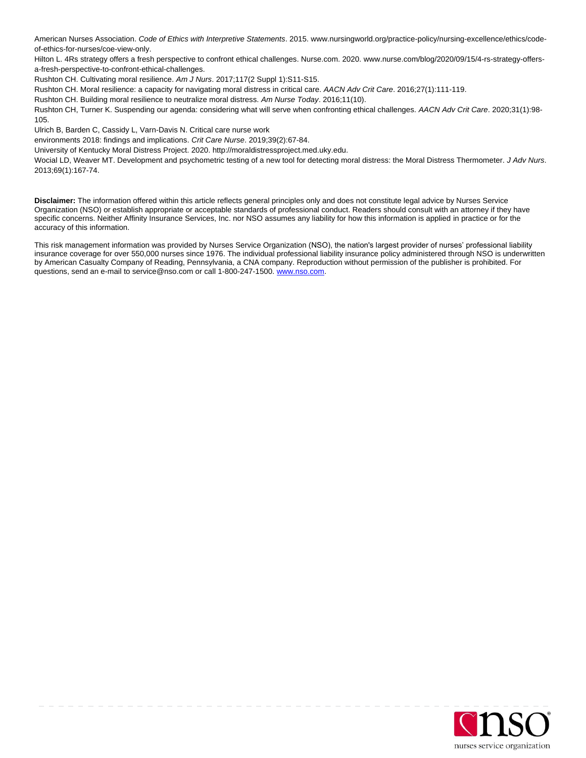American Nurses Association. *Code of Ethics with Interpretive Statements*. 2015. www.nursingworld.org/practice-policy/nursing-excellence/ethics/code-of-ethics-for-nurses/coe-view-only.

Hilton L. 4Rs strategy offers a fresh perspective to confront ethical challenges. Nurse.com. 2020. www.nurse.com/blog/2020/09/15/4-rs-strategy-offers-a-fresh-perspective-to-confront-ethical-challenges.

Rushton CH. Cultivating moral resilience. *Am J Nurs*. 2017;117(2 Suppl 1):S11-S15.

Rushton CH. Moral resilience: a capacity for navigating moral distress in critical care. *AACN Adv Crit Care*. 2016;27(1):111-119.

Rushton CH. Building moral resilience to neutralize moral distress. *Am Nurse Today*. 2016;11(10).

Rushton CH, Turner K. Suspending our agenda: considering what will serve when confronting ethical challenges. *AACN Adv Crit Care*. 2020;31(1):98-105.

Ulrich B, Barden C, Cassidy L, Varn-Davis N. Critical care nurse work environments 2018: findings and implications. *Crit Care Nurse*. 2019;39(2):67-84.

University of Kentucky Moral Distress Project. 2020. http://moraldistressproject.med.uky.edu.

Wocial LD, Weaver MT. Development and psychometric testing of a new tool for detecting moral distress: the Moral Distress Thermometer. *J Adv Nurs*. 2013;69(1):167-74.

**Disclaimer:** The information offered within this article reflects general principles only and does not constitute legal advice by Nurses Service Organization (NSO) or establish appropriate or acceptable standards of professional conduct. Readers should consult with an attorney if they have specific concerns. Neither Affinity Insurance Services, Inc. nor NSO assumes any liability for how this information is applied in practice or for the accuracy of this information.

This risk management information was provided by Nurses Service Organization (NSO), the nation's largest provider of nurses' professional liability insurance coverage for over 550,000 nurses since 1976. The individual professional liability insurance policy administered through NSO is underwritten by American Casualty Company of Reading, Pennsylvania, a CNA company. Reproduction without permission of the publisher is prohibited. For questions, send an e-mail to service@nso.com or call 1-800-247-1500. [www.nso.com](http://www.nso.com).